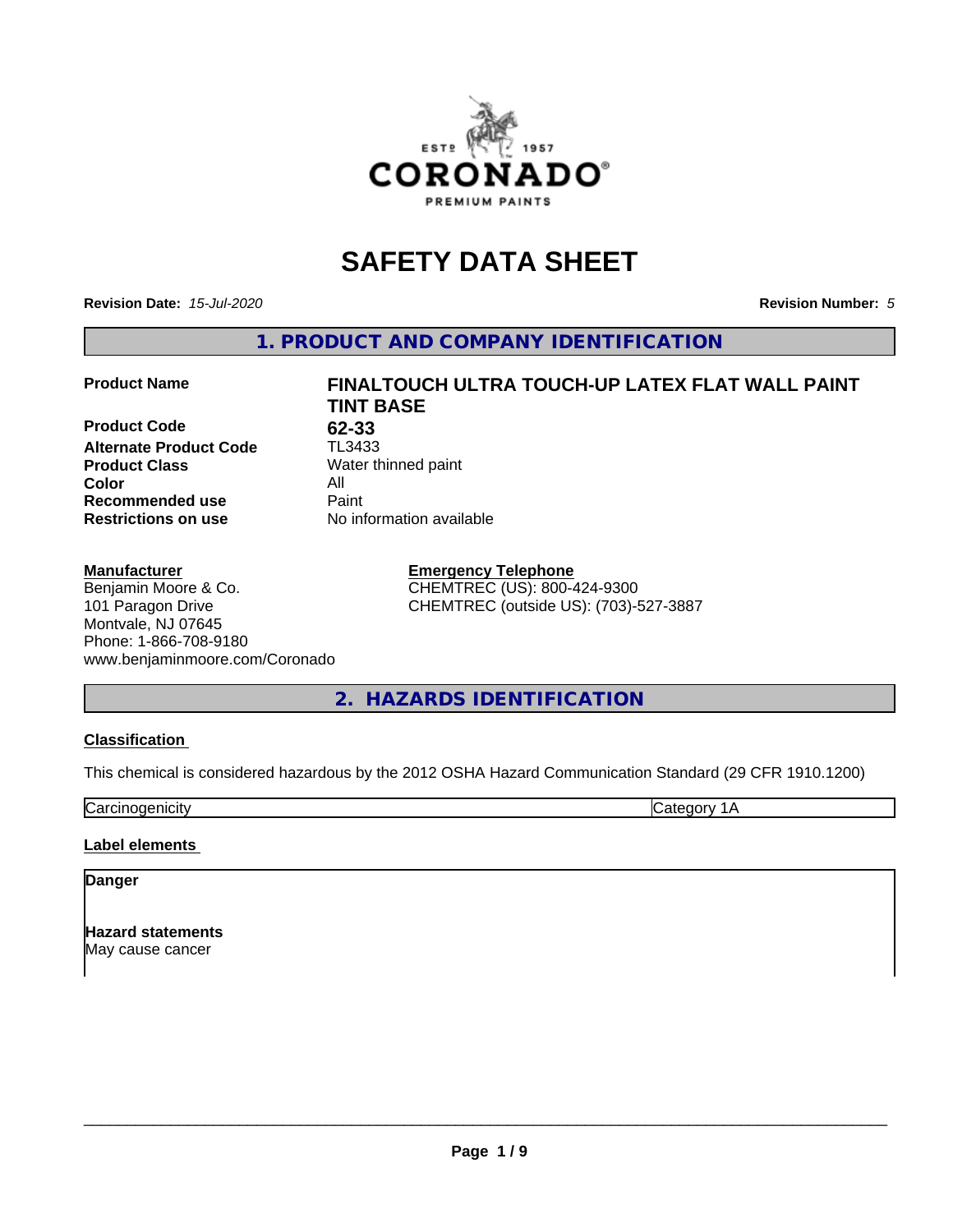# SAFETY DATA SHEET

**Revision Date:** *15-Jul-2020* **Revision Number:** *5*

## 1. PRODUCT AND COMPANY IDENTIFICATION

| | |
|---|---|
| **Product Name** | **FINALTOUCH ULTRA TOUCH-UP LATEX FLAT WALL PAINT TINT BASE** |
| **Product Code** | **62-33** |
| **Alternate Product Code** | TL3433 |
| **Product Class** | Water thinned paint |
| **Color** | All |
| **Recommended use** | Paint |
| **Restrictions on use** | No information available |

**Manufacturer**
Benjamin Moore & Co.
101 Paragon Drive
Montvale, NJ 07645
Phone: 1-866-708-9180
www.benjaminmoore.com/Coronado

**Emergency Telephone**
CHEMTREC (US): 800-424-9300
CHEMTREC (outside US): (703)-527-3887

## 2. HAZARDS IDENTIFICATION

**Classification**

This chemical is considered hazardous by the 2012 OSHA Hazard Communication Standard (29 CFR 1910.1200)

| Carcinogenicity | Category 1A |
|---|---|

**Label elements**

**Danger**

**Hazard statements**
May cause cancer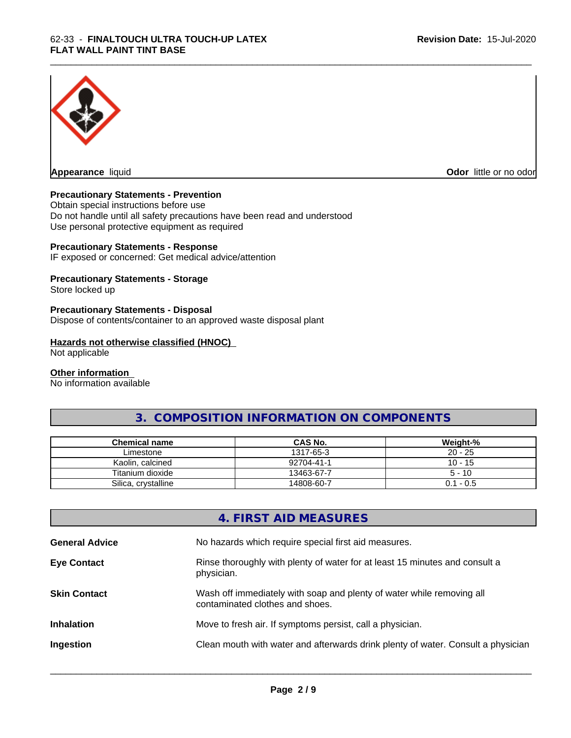**Appearance** liquid

**Odor** little or no odor

**Precautionary Statements - Prevention**

Obtain special instructions before use
Do not handle until all safety precautions have been read and understood
Use personal protective equipment as required

**Precautionary Statements - Response**

IF exposed or concerned: Get medical advice/attention

**Precautionary Statements - Storage**

Store locked up

**Precautionary Statements - Disposal**

Dispose of contents/container to an approved waste disposal plant

**Hazards not otherwise classified (HNOC)**

Not applicable

**Other information**

No information available

## 3. COMPOSITION INFORMATION ON COMPONENTS

| Chemical name | CAS No. | Weight-% |
|---|---|---|
| Limestone | 1317-65-3 | 20 - 25 |
| Kaolin, calcined | 92704-41-1 | 10 - 15 |
| Titanium dioxide | 13463-67-7 | 5 - 10 |
| Silica, crystalline | 14808-60-7 | 0.1 - 0.5 |

## 4. FIRST AID MEASURES

**General Advice** No hazards which require special first aid measures.

**Eye Contact** Rinse thoroughly with plenty of water for at least 15 minutes and consult a physician.

**Skin Contact** Wash off immediately with soap and plenty of water while removing all contaminated clothes and shoes.

**Inhalation** Move to fresh air. If symptoms persist, call a physician.

**Ingestion** Clean mouth with water and afterwards drink plenty of water. Consult a physician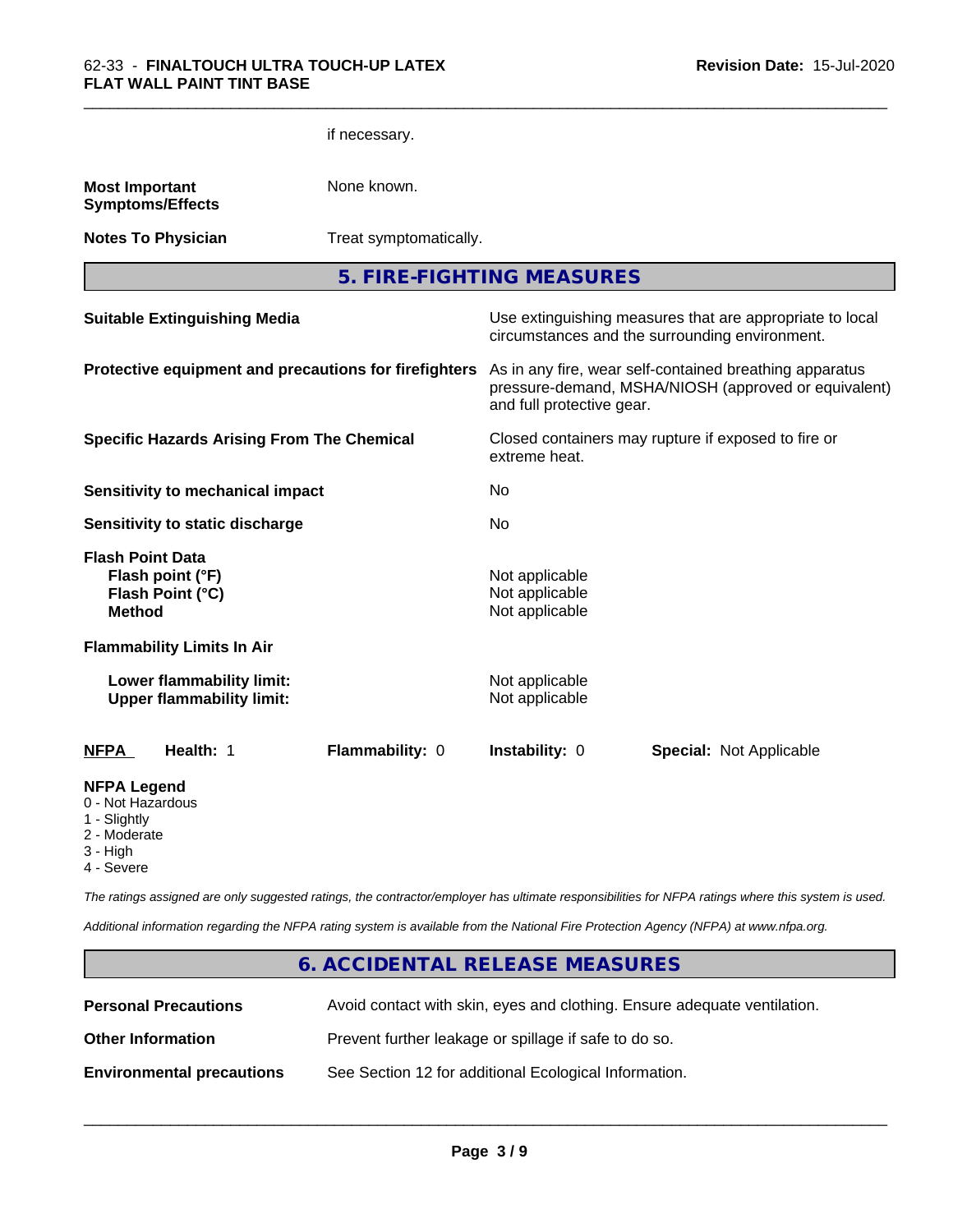| | |
|---|---|
| | if necessary. |
| **Most Important Symptoms/Effects** | None known. |
| **Notes To Physician** | Treat symptomatically. |

## 5. FIRE-FIGHTING MEASURES

| | |
|---|---|
| **Suitable Extinguishing Media** | Use extinguishing measures that are appropriate to local circumstances and the surrounding environment. |
| **Protective equipment and precautions for firefighters** | As in any fire, wear self-contained breathing apparatus pressure-demand, MSHA/NIOSH (approved or equivalent) and full protective gear. |
| **Specific Hazards Arising From The Chemical** | Closed containers may rupture if exposed to fire or extreme heat. |
| **Sensitivity to mechanical impact** | No |
| **Sensitivity to static discharge** | No |

**Flash Point Data**

| | |
|---|---|
| **Flash point (°F)** | Not applicable |
| **Flash Point (°C)** | Not applicable |
| **Method** | Not applicable |

**Flammability Limits In Air**

| | |
|---|---|
| **Lower flammability limit:** | Not applicable |
| **Upper flammability limit:** | Not applicable |

| **NFPA** | **Health:** 1 | **Flammability:** 0 | **Instability:** 0 | **Special:** Not Applicable |
|---|---|---|---|---|

**NFPA Legend**
- 0 - Not Hazardous
- 1 - Slightly
- 2 - Moderate
- 3 - High
- 4 - Severe

*The ratings assigned are only suggested ratings, the contractor/employer has ultimate responsibilities for NFPA ratings where this system is used.*

*Additional information regarding the NFPA rating system is available from the National Fire Protection Agency (NFPA) at www.nfpa.org.*

## 6. ACCIDENTAL RELEASE MEASURES

| | |
|---|---|
| **Personal Precautions** | Avoid contact with skin, eyes and clothing. Ensure adequate ventilation. |
| **Other Information** | Prevent further leakage or spillage if safe to do so. |
| **Environmental precautions** | See Section 12 for additional Ecological Information. |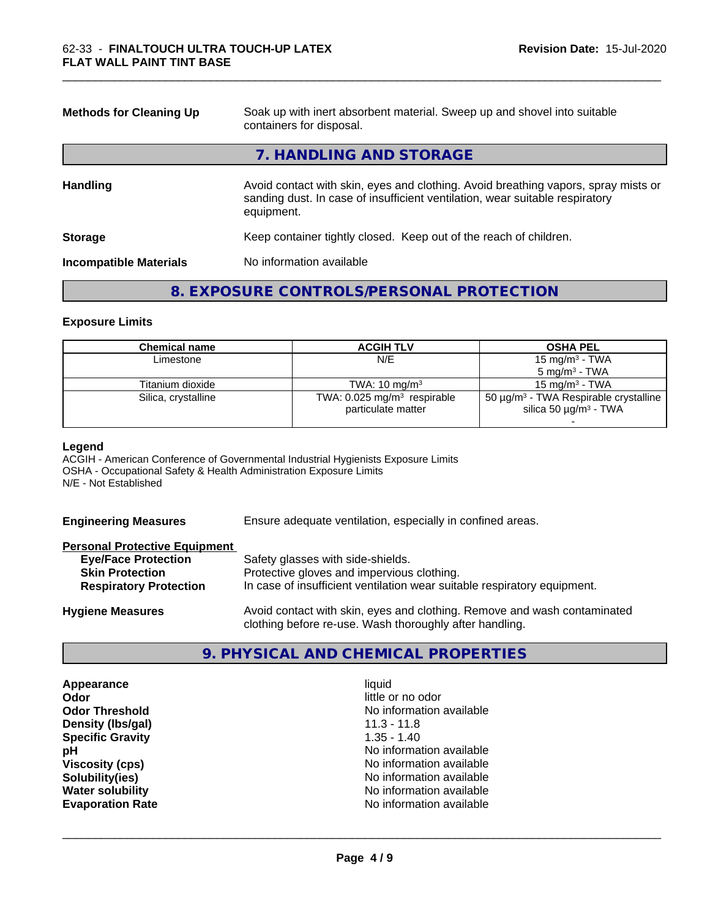| | |
|---|---|
| **Methods for Cleaning Up** | Soak up with inert absorbent material. Sweep up and shovel into suitable containers for disposal. |

## 7. HANDLING AND STORAGE

| | |
|---|---|
| **Handling** | Avoid contact with skin, eyes and clothing. Avoid breathing vapors, spray mists or sanding dust. In case of insufficient ventilation, wear suitable respiratory equipment. |
| **Storage** | Keep container tightly closed. Keep out of the reach of children. |
| **Incompatible Materials** | No information available |

## 8. EXPOSURE CONTROLS/PERSONAL PROTECTION

### Exposure Limits

| Chemical name | ACGIH TLV | OSHA PEL |
|---|---|---|
| Limestone | N/E | 15 mg/m³ - TWA<br>5 mg/m³ - TWA |
| Titanium dioxide | TWA: 10 mg/m³ | 15 mg/m³ - TWA |
| Silica, crystalline | TWA: 0.025 mg/m³ respirable particulate matter | 50 µg/m³ - TWA Respirable crystalline silica 50 µg/m³ - TWA<br>- |

**Legend**
ACGIH - American Conference of Governmental Industrial Hygienists Exposure Limits
OSHA - Occupational Safety & Health Administration Exposure Limits
N/E - Not Established

| | |
|---|---|
| **Engineering Measures** | Ensure adequate ventilation, especially in confined areas. |

**Personal Protective Equipment**

| | |
|---|---|
| **Eye/Face Protection** | Safety glasses with side-shields. |
| **Skin Protection** | Protective gloves and impervious clothing. |
| **Respiratory Protection** | In case of insufficient ventilation wear suitable respiratory equipment. |
| **Hygiene Measures** | Avoid contact with skin, eyes and clothing. Remove and wash contaminated clothing before re-use. Wash thoroughly after handling. |

## 9. PHYSICAL AND CHEMICAL PROPERTIES

| | |
|---|---|
| **Appearance** | liquid |
| **Odor** | little or no odor |
| **Odor Threshold** | No information available |
| **Density (lbs/gal)** | 11.3 - 11.8 |
| **Specific Gravity** | 1.35 - 1.40 |
| **pH** | No information available |
| **Viscosity (cps)** | No information available |
| **Solubility(ies)** | No information available |
| **Water solubility** | No information available |
| **Evaporation Rate** | No information available |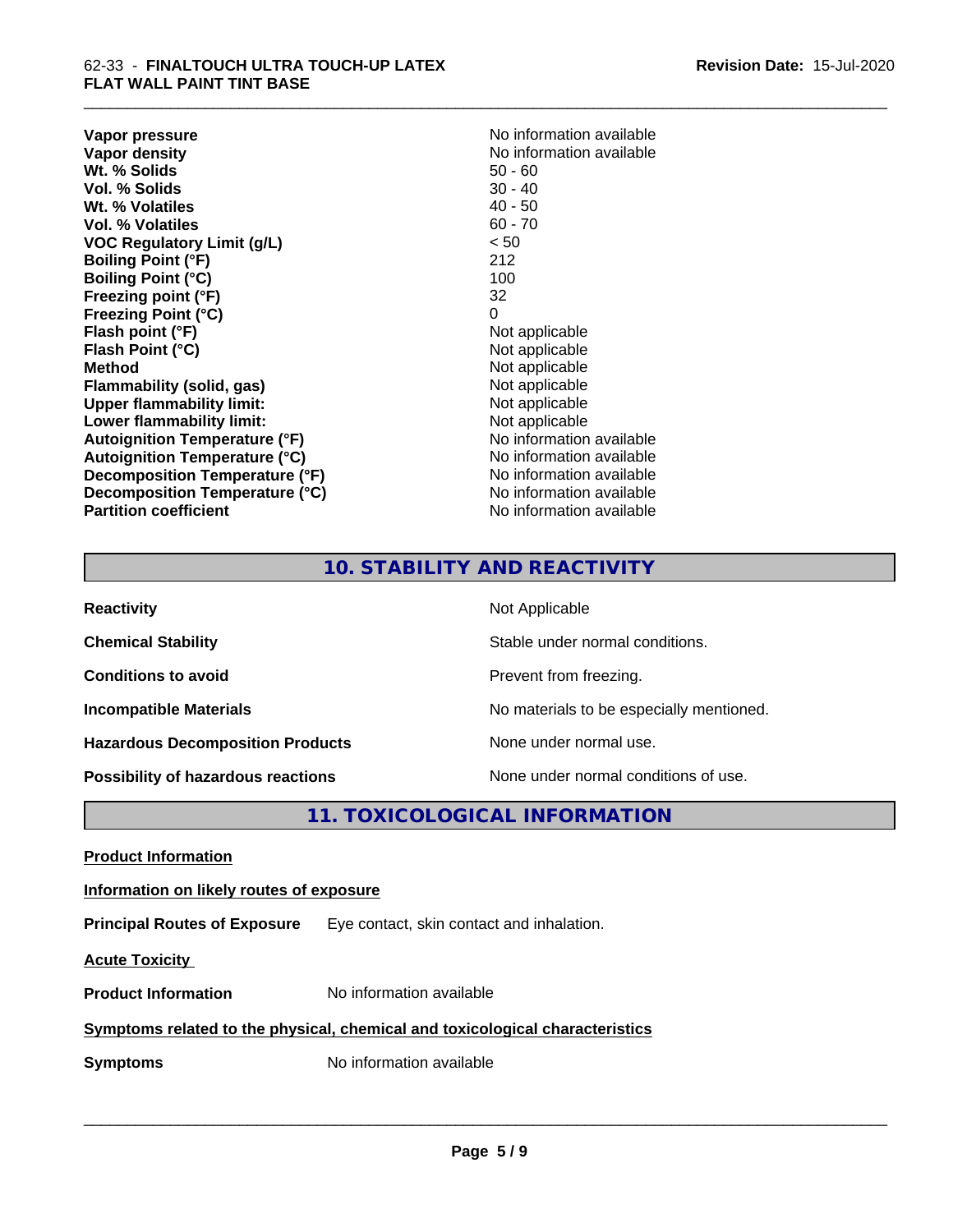| | |
|---|---|
| **Vapor pressure** | No information available |
| **Vapor density** | No information available |
| **Wt. % Solids** | 50 - 60 |
| **Vol. % Solids** | 30 - 40 |
| **Wt. % Volatiles** | 40 - 50 |
| **Vol. % Volatiles** | 60 - 70 |
| **VOC Regulatory Limit (g/L)** | < 50 |
| **Boiling Point (°F)** | 212 |
| **Boiling Point (°C)** | 100 |
| **Freezing point (°F)** | 32 |
| **Freezing Point (°C)** | 0 |
| **Flash point (°F)** | Not applicable |
| **Flash Point (°C)** | Not applicable |
| **Method** | Not applicable |
| **Flammability (solid, gas)** | Not applicable |
| **Upper flammability limit:** | Not applicable |
| **Lower flammability limit:** | Not applicable |
| **Autoignition Temperature (°F)** | No information available |
| **Autoignition Temperature (°C)** | No information available |
| **Decomposition Temperature (°F)** | No information available |
| **Decomposition Temperature (°C)** | No information available |
| **Partition coefficient** | No information available |

## 10. STABILITY AND REACTIVITY

| | |
|---|---|
| **Reactivity** | Not Applicable |
| **Chemical Stability** | Stable under normal conditions. |
| **Conditions to avoid** | Prevent from freezing. |
| **Incompatible Materials** | No materials to be especially mentioned. |
| **Hazardous Decomposition Products** | None under normal use. |
| **Possibility of hazardous reactions** | None under normal conditions of use. |

## 11. TOXICOLOGICAL INFORMATION

**Product Information**

**Information on likely routes of exposure**

**Principal Routes of Exposure** Eye contact, skin contact and inhalation.

**Acute Toxicity**

**Product Information** No information available

**Symptoms related to the physical, chemical and toxicological characteristics**

**Symptoms** No information available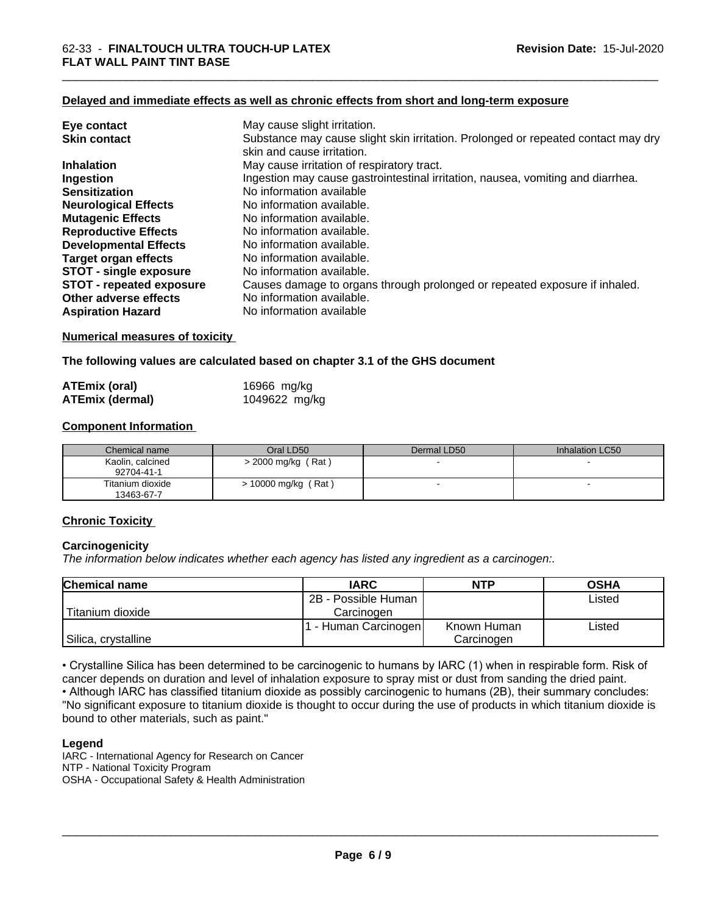#### Delayed and immediate effects as well as chronic effects from short and long-term exposure

| | |
|---|---|
| **Eye contact** | May cause slight irritation. |
| **Skin contact** | Substance may cause slight skin irritation. Prolonged or repeated contact may dry skin and cause irritation. |
| **Inhalation** | May cause irritation of respiratory tract. |
| **Ingestion** | Ingestion may cause gastrointestinal irritation, nausea, vomiting and diarrhea. |
| **Sensitization** | No information available |
| **Neurological Effects** | No information available. |
| **Mutagenic Effects** | No information available. |
| **Reproductive Effects** | No information available. |
| **Developmental Effects** | No information available. |
| **Target organ effects** | No information available. |
| **STOT - single exposure** | No information available. |
| **STOT - repeated exposure** | Causes damage to organs through prolonged or repeated exposure if inhaled. |
| **Other adverse effects** | No information available. |
| **Aspiration Hazard** | No information available |

#### Numerical measures of toxicity

**The following values are calculated based on chapter 3.1 of the GHS document**

| | |
|---|---|
| **ATEmix (oral)** | 16966 mg/kg |
| **ATEmix (dermal)** | 1049622 mg/kg |

#### Component Information

| Chemical name | Oral LD50 | Dermal LD50 | Inhalation LC50 |
|---|---|---|---|
| Kaolin, calcined<br>92704-41-1 | > 2000 mg/kg ( Rat ) | - | - |
| Titanium dioxide<br>13463-67-7 | > 10000 mg/kg ( Rat ) | - | - |

#### Chronic Toxicity

**Carcinogenicity**

*The information below indicates whether each agency has listed any ingredient as a carcinogen:.*

| Chemical name | IARC | NTP | OSHA |
|---|---|---|---|
| Titanium dioxide | 2B - Possible Human Carcinogen | | Listed |
| Silica, crystalline | 1 - Human Carcinogen | Known Human Carcinogen | Listed |

• Crystalline Silica has been determined to be carcinogenic to humans by IARC (1) when in respirable form. Risk of cancer depends on duration and level of inhalation exposure to spray mist or dust from sanding the dried paint.
• Although IARC has classified titanium dioxide as possibly carcinogenic to humans (2B), their summary concludes: "No significant exposure to titanium dioxide is thought to occur during the use of products in which titanium dioxide is bound to other materials, such as paint."

**Legend**

IARC - International Agency for Research on Cancer
NTP - National Toxicity Program
OSHA - Occupational Safety & Health Administration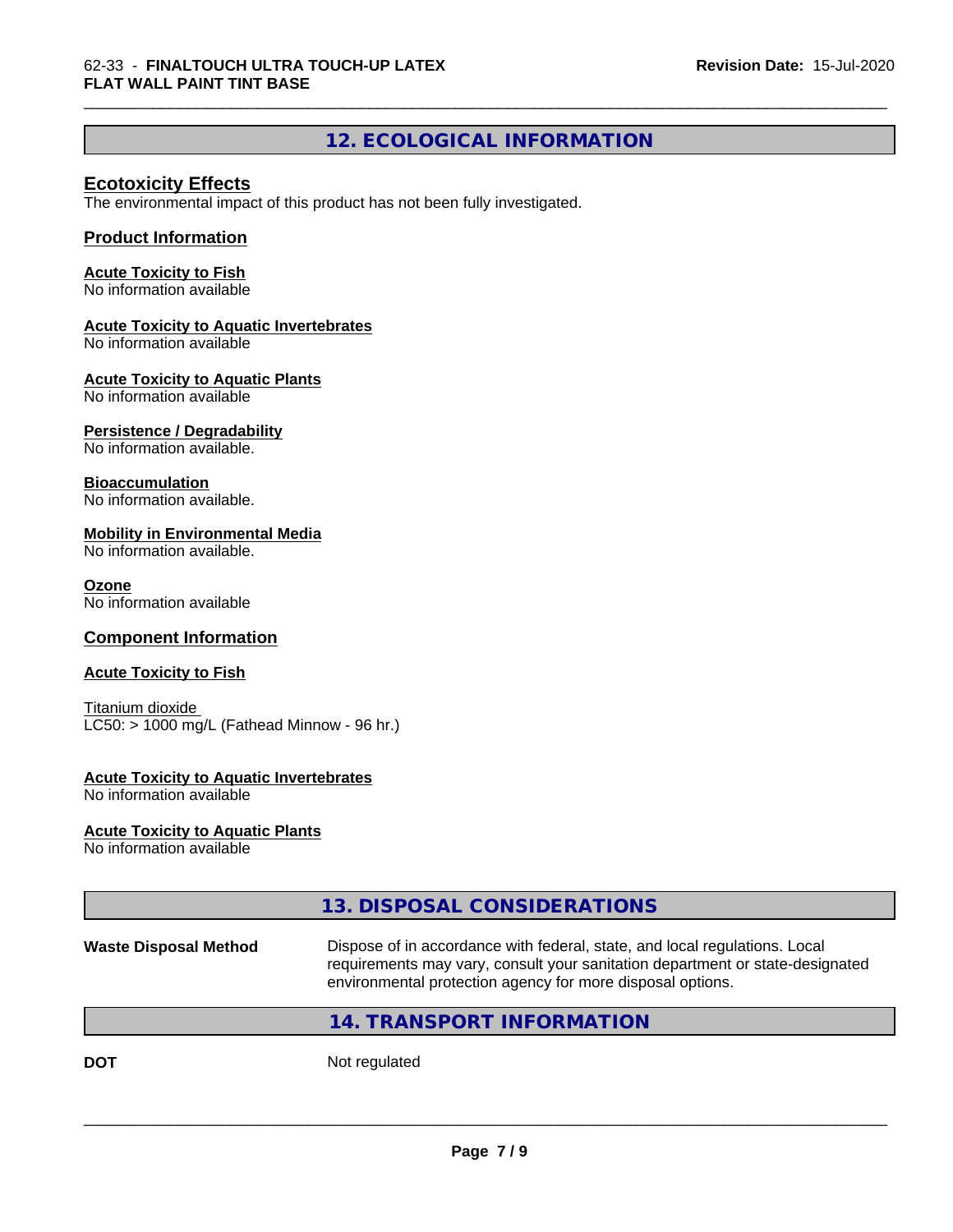## 12. ECOLOGICAL INFORMATION

### Ecotoxicity Effects

The environmental impact of this product has not been fully investigated.

### Product Information

**Acute Toxicity to Fish**
No information available

**Acute Toxicity to Aquatic Invertebrates**
No information available

**Acute Toxicity to Aquatic Plants**
No information available

**Persistence / Degradability**
No information available.

**Bioaccumulation**
No information available.

**Mobility in Environmental Media**
No information available.

**Ozone**
No information available

### Component Information

**Acute Toxicity to Fish**

Titanium dioxide
LC50: > 1000 mg/L (Fathead Minnow - 96 hr.)

**Acute Toxicity to Aquatic Invertebrates**
No information available

**Acute Toxicity to Aquatic Plants**
No information available

## 13. DISPOSAL CONSIDERATIONS

**Waste Disposal Method** Dispose of in accordance with federal, state, and local regulations. Local requirements may vary, consult your sanitation department or state-designated environmental protection agency for more disposal options.

## 14. TRANSPORT INFORMATION

**DOT** Not regulated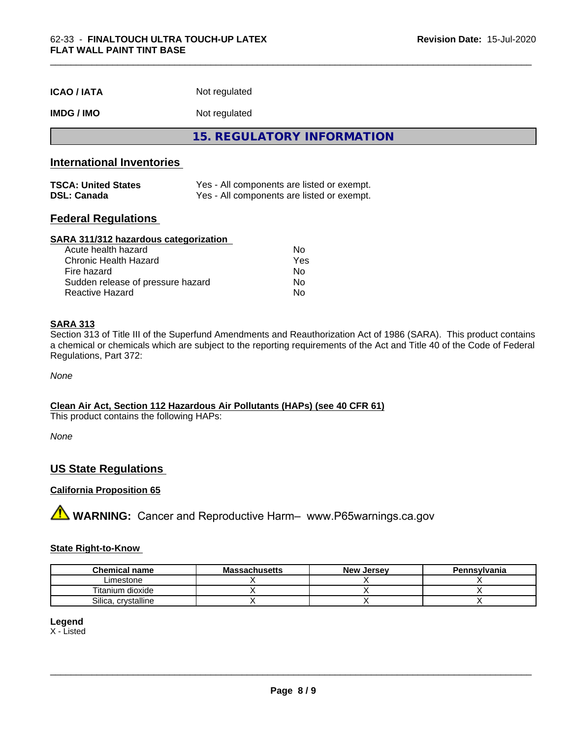| | |
|---|---|
| **ICAO / IATA** | Not regulated |
| **IMDG / IMO** | Not regulated |

## 15. REGULATORY INFORMATION

### International Inventories

| | |
|---|---|
| **TSCA: United States** | Yes - All components are listed or exempt. |
| **DSL: Canada** | Yes - All components are listed or exempt. |

### Federal Regulations

**SARA 311/312 hazardous categorization**

| | |
|---|---|
| Acute health hazard | No |
| Chronic Health Hazard | Yes |
| Fire hazard | No |
| Sudden release of pressure hazard | No |
| Reactive Hazard | No |

**SARA 313**

Section 313 of Title III of the Superfund Amendments and Reauthorization Act of 1986 (SARA). This product contains a chemical or chemicals which are subject to the reporting requirements of the Act and Title 40 of the Code of Federal Regulations, Part 372:

*None*

**Clean Air Act, Section 112 Hazardous Air Pollutants (HAPs) (see 40 CFR 61)**

This product contains the following HAPs:

*None*

### US State Regulations

**California Proposition 65**

⚠ **WARNING:** Cancer and Reproductive Harm– www.P65warnings.ca.gov

**State Right-to-Know**

| Chemical name | Massachusetts | New Jersey | Pennsylvania |
|---|---|---|---|
| Limestone | X | X | X |
| Titanium dioxide | X | X | X |
| Silica, crystalline | X | X | X |

**Legend**

X - Listed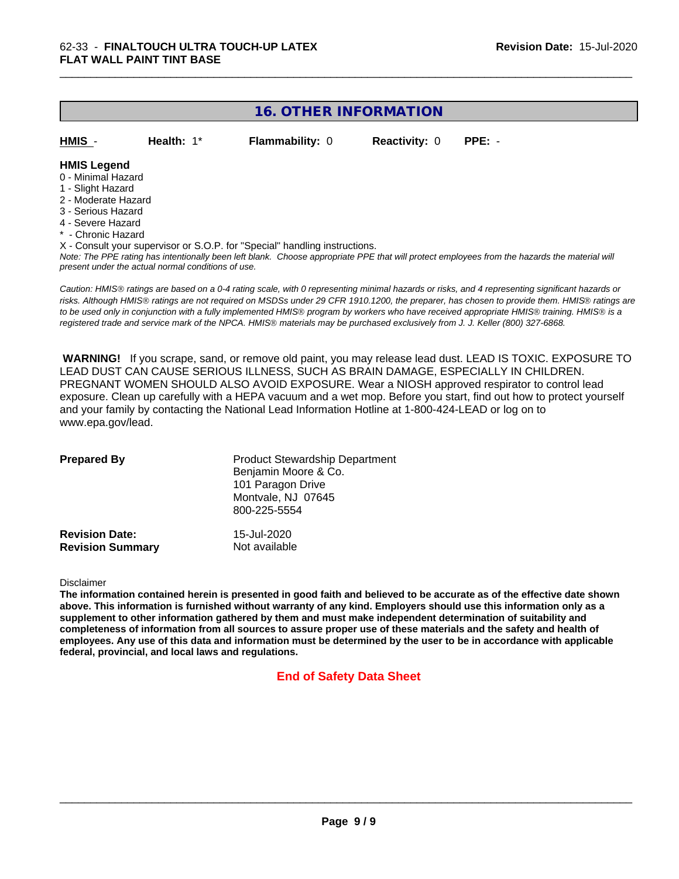## 16. OTHER INFORMATION

| HMIS - | Health: 1* | Flammability: 0 | Reactivity: 0 | PPE: - |
|---|---|---|---|---|

**HMIS Legend**
0 - Minimal Hazard
1 - Slight Hazard
2 - Moderate Hazard
3 - Serious Hazard
4 - Severe Hazard
* - Chronic Hazard
X - Consult your supervisor or S.O.P. for "Special" handling instructions.

*Note: The PPE rating has intentionally been left blank. Choose appropriate PPE that will protect employees from the hazards the material will present under the actual normal conditions of use.*

*Caution: HMIS® ratings are based on a 0-4 rating scale, with 0 representing minimal hazards or risks, and 4 representing significant hazards or risks. Although HMIS® ratings are not required on MSDSs under 29 CFR 1910.1200, the preparer, has chosen to provide them. HMIS® ratings are to be used only in conjunction with a fully implemented HMIS® program by workers who have received appropriate HMIS® training. HMIS® is a registered trade and service mark of the NPCA. HMIS® materials may be purchased exclusively from J. J. Keller (800) 327-6868.*

**WARNING!** If you scrape, sand, or remove old paint, you may release lead dust. LEAD IS TOXIC. EXPOSURE TO LEAD DUST CAN CAUSE SERIOUS ILLNESS, SUCH AS BRAIN DAMAGE, ESPECIALLY IN CHILDREN. PREGNANT WOMEN SHOULD ALSO AVOID EXPOSURE. Wear a NIOSH approved respirator to control lead exposure. Clean up carefully with a HEPA vacuum and a wet mop. Before you start, find out how to protect yourself and your family by contacting the National Lead Information Hotline at 1-800-424-LEAD or log on to www.epa.gov/lead.

**Prepared By**
Product Stewardship Department
Benjamin Moore & Co.
101 Paragon Drive
Montvale, NJ 07645
800-225-5554

**Revision Date:** 15-Jul-2020
**Revision Summary** Not available

Disclaimer

**The information contained herein is presented in good faith and believed to be accurate as of the effective date shown above. This information is furnished without warranty of any kind. Employers should use this information only as a supplement to other information gathered by them and must make independent determination of suitability and completeness of information from all sources to assure proper use of these materials and the safety and health of employees. Any use of this data and information must be determined by the user to be in accordance with applicable federal, provincial, and local laws and regulations.**

**End of Safety Data Sheet**